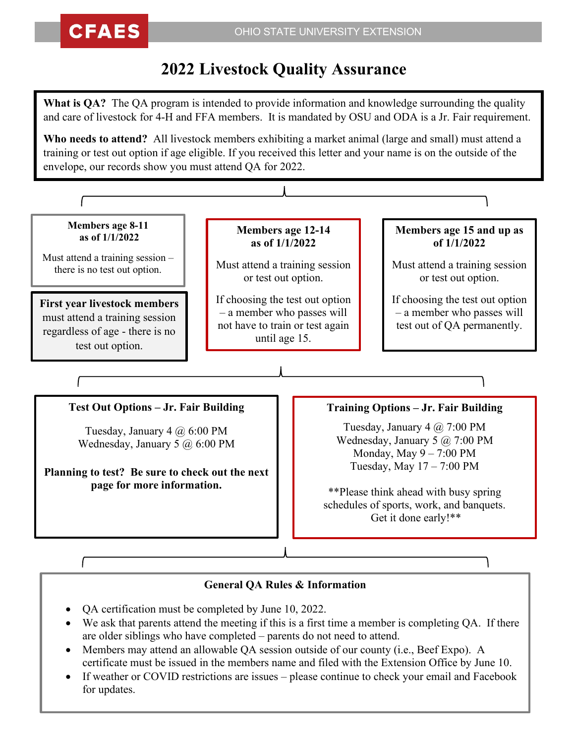CFAES — OHIO STATE UNIVERSITY EXTENSION

# 2022 Livestock Quality Assurance

**What is QA?** The QA program is intended to provide information and knowledge surrounding the quality and care of livestock for 4-H and FFA members. It is mandated by OSU and ODA is a Jr. Fair requirement.

**Who needs to attend?** All livestock members exhibiting a market animal (large and small) must attend a training or test out option if age eligible. If you received this letter and your name is on the outside of the envelope, our records show you must attend QA for 2022.

**Members age 8-11 as of 1/1/2022**

Must attend a training session – there is no test out option.

**First year livestock members** must attend a training session regardless of age - there is no test out option.

**Members age 12-14 as of 1/1/2022**

Must attend a training session or test out option.

If choosing the test out option – a member who passes will not have to train or test again until age 15.

**Members age 15 and up as of 1/1/2022**

Must attend a training session or test out option.

If choosing the test out option – a member who passes will test out of QA permanently.

**Test Out Options – Jr. Fair Building**

Tuesday, January 4 @ 6:00 PM
Wednesday, January 5 @ 6:00 PM

**Planning to test? Be sure to check out the next page for more information.**

**Training Options – Jr. Fair Building**

Tuesday, January 4 @ 7:00 PM
Wednesday, January 5 @ 7:00 PM
Monday, May 9 – 7:00 PM
Tuesday, May 17 – 7:00 PM

**Please think ahead with busy spring schedules of sports, work, and banquets. Get it done early!**

**General QA Rules & Information**

- QA certification must be completed by June 10, 2022.
- We ask that parents attend the meeting if this is a first time a member is completing QA. If there are older siblings who have completed – parents do not need to attend.
- Members may attend an allowable QA session outside of our county (i.e., Beef Expo). A certificate must be issued in the members name and filed with the Extension Office by June 10.
- If weather or COVID restrictions are issues – please continue to check your email and Facebook for updates.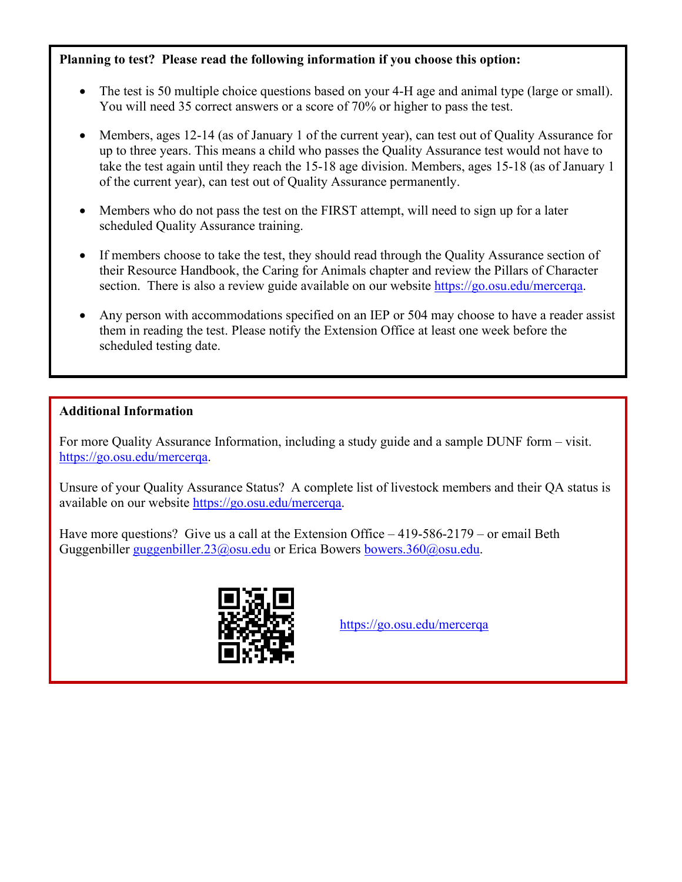**Planning to test? Please read the following information if you choose this option:**

- The test is 50 multiple choice questions based on your 4-H age and animal type (large or small). You will need 35 correct answers or a score of 70% or higher to pass the test.
- Members, ages 12-14 (as of January 1 of the current year), can test out of Quality Assurance for up to three years. This means a child who passes the Quality Assurance test would not have to take the test again until they reach the 15-18 age division. Members, ages 15-18 (as of January 1 of the current year), can test out of Quality Assurance permanently.
- Members who do not pass the test on the FIRST attempt, will need to sign up for a later scheduled Quality Assurance training.
- If members choose to take the test, they should read through the Quality Assurance section of their Resource Handbook, the Caring for Animals chapter and review the Pillars of Character section. There is also a review guide available on our website https://go.osu.edu/mercerqa.
- Any person with accommodations specified on an IEP or 504 may choose to have a reader assist them in reading the test. Please notify the Extension Office at least one week before the scheduled testing date.

**Additional Information**

For more Quality Assurance Information, including a study guide and a sample DUNF form – visit. https://go.osu.edu/mercerqa.

Unsure of your Quality Assurance Status? A complete list of livestock members and their QA status is available on our website https://go.osu.edu/mercerqa.

Have more questions? Give us a call at the Extension Office – 419-586-2179 – or email Beth Guggenbiller guggenbiller.23@osu.edu or Erica Bowers bowers.360@osu.edu.

https://go.osu.edu/mercerqa